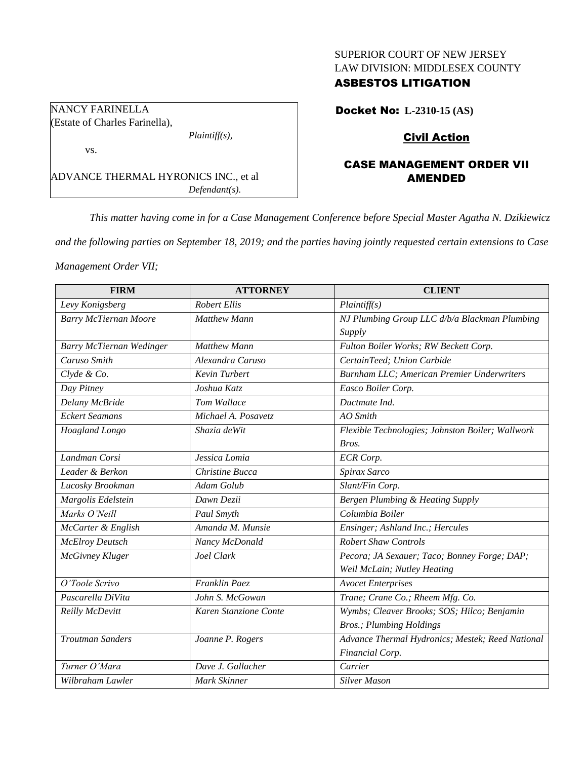SUPERIOR COURT OF NEW JERSEY
LAW DIVISION: MIDDLESEX COUNTY
**ASBESTOS LITIGATION**

NANCY FARINELLA
(Estate of Charles Farinella),
*Plaintiff(s),*

vs.

ADVANCE THERMAL HYRONICS INC., et al
*Defendant(s).*

**Docket No: L-2310-15 (AS)**

**Civil Action**

**CASE MANAGEMENT ORDER VII AMENDED**

*This matter having come in for a Case Management Conference before Special Master Agatha N. Dzikiewicz and the following parties on September 18, 2019; and the parties having jointly requested certain extensions to Case Management Order VII;*

| FIRM | ATTORNEY | CLIENT |
|---|---|---|
| *Levy Konigsberg* | *Robert Ellis* | *Plaintiff(s)* |
| *Barry McTiernan Moore* | *Matthew Mann* | *NJ Plumbing Group LLC d/b/a Blackman Plumbing Supply* |
| *Barry McTiernan Wedinger* | *Matthew Mann* | *Fulton Boiler Works; RW Beckett Corp.* |
| *Caruso Smith* | *Alexandra Caruso* | *CertainTeed; Union Carbide* |
| *Clyde & Co.* | *Kevin Turbert* | *Burnham LLC; American Premier Underwriters* |
| *Day Pitney* | *Joshua Katz* | *Easco Boiler Corp.* |
| *Delany McBride* | *Tom Wallace* | *Ductmate Ind.* |
| *Eckert Seamans* | *Michael A. Posavetz* | *AO Smith* |
| *Hoagland Longo* | *Shazia deWit* | *Flexible Technologies; Johnston Boiler; Wallwork Bros.* |
| *Landman Corsi* | *Jessica Lomia* | *ECR Corp.* |
| *Leader & Berkon* | *Christine Bucca* | *Spirax Sarco* |
| *Lucosky Brookman* | *Adam Golub* | *Slant/Fin Corp.* |
| *Margolis Edelstein* | *Dawn Dezii* | *Bergen Plumbing & Heating Supply* |
| *Marks O'Neill* | *Paul Smyth* | *Columbia Boiler* |
| *McCarter & English* | *Amanda M. Munsie* | *Ensinger; Ashland Inc.; Hercules* |
| *McElroy Deutsch* | *Nancy McDonald* | *Robert Shaw Controls* |
| *McGivney Kluger* | *Joel Clark* | *Pecora; JA Sexauer; Taco; Bonney Forge; DAP; Weil McLain; Nutley Heating* |
| *O'Toole Scrivo* | *Franklin Paez* | *Avocet Enterprises* |
| *Pascarella DiVita* | *John S. McGowan* | *Trane; Crane Co.; Rheem Mfg. Co.* |
| *Reilly McDevitt* | *Karen Stanzione Conte* | *Wymbs; Cleaver Brooks; SOS; Hilco; Benjamin Bros.; Plumbing Holdings* |
| *Troutman Sanders* | *Joanne P. Rogers* | *Advance Thermal Hydronics; Mestek; Reed National Financial Corp.* |
| *Turner O'Mara* | *Dave J. Gallacher* | *Carrier* |
| *Wilbraham Lawler* | *Mark Skinner* | *Silver Mason* |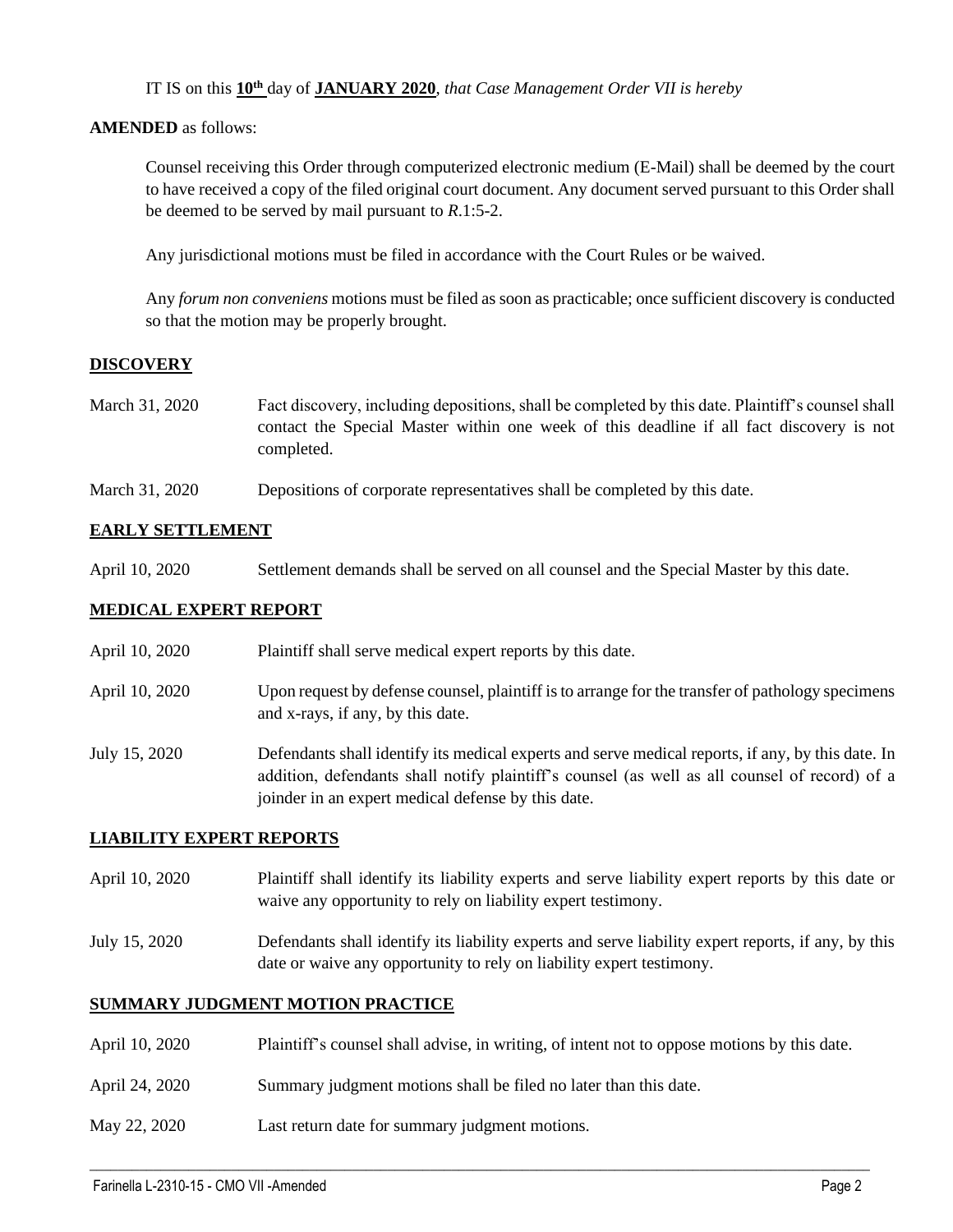IT IS on this **10th** day of **JANUARY 2020**, *that Case Management Order VII is hereby*

**AMENDED** as follows:

Counsel receiving this Order through computerized electronic medium (E-Mail) shall be deemed by the court to have received a copy of the filed original court document. Any document served pursuant to this Order shall be deemed to be served by mail pursuant to *R*.1:5-2.

Any jurisdictional motions must be filed in accordance with the Court Rules or be waived.

Any *forum non conveniens* motions must be filed as soon as practicable; once sufficient discovery is conducted so that the motion may be properly brought.

**DISCOVERY**

| | |
|---|---|
| March 31, 2020 | Fact discovery, including depositions, shall be completed by this date. Plaintiff's counsel shall contact the Special Master within one week of this deadline if all fact discovery is not completed. |
| March 31, 2020 | Depositions of corporate representatives shall be completed by this date. |

**EARLY SETTLEMENT**

| | |
|---|---|
| April 10, 2020 | Settlement demands shall be served on all counsel and the Special Master by this date. |

**MEDICAL EXPERT REPORT**

| | |
|---|---|
| April 10, 2020 | Plaintiff shall serve medical expert reports by this date. |
| April 10, 2020 | Upon request by defense counsel, plaintiff is to arrange for the transfer of pathology specimens and x-rays, if any, by this date. |
| July 15, 2020 | Defendants shall identify its medical experts and serve medical reports, if any, by this date. In addition, defendants shall notify plaintiff's counsel (as well as all counsel of record) of a joinder in an expert medical defense by this date. |

**LIABILITY EXPERT REPORTS**

| | |
|---|---|
| April 10, 2020 | Plaintiff shall identify its liability experts and serve liability expert reports by this date or waive any opportunity to rely on liability expert testimony. |
| July 15, 2020 | Defendants shall identify its liability experts and serve liability expert reports, if any, by this date or waive any opportunity to rely on liability expert testimony. |

**SUMMARY JUDGMENT MOTION PRACTICE**

| | |
|---|---|
| April 10, 2020 | Plaintiff's counsel shall advise, in writing, of intent not to oppose motions by this date. |
| April 24, 2020 | Summary judgment motions shall be filed no later than this date. |
| May 22, 2020 | Last return date for summary judgment motions. |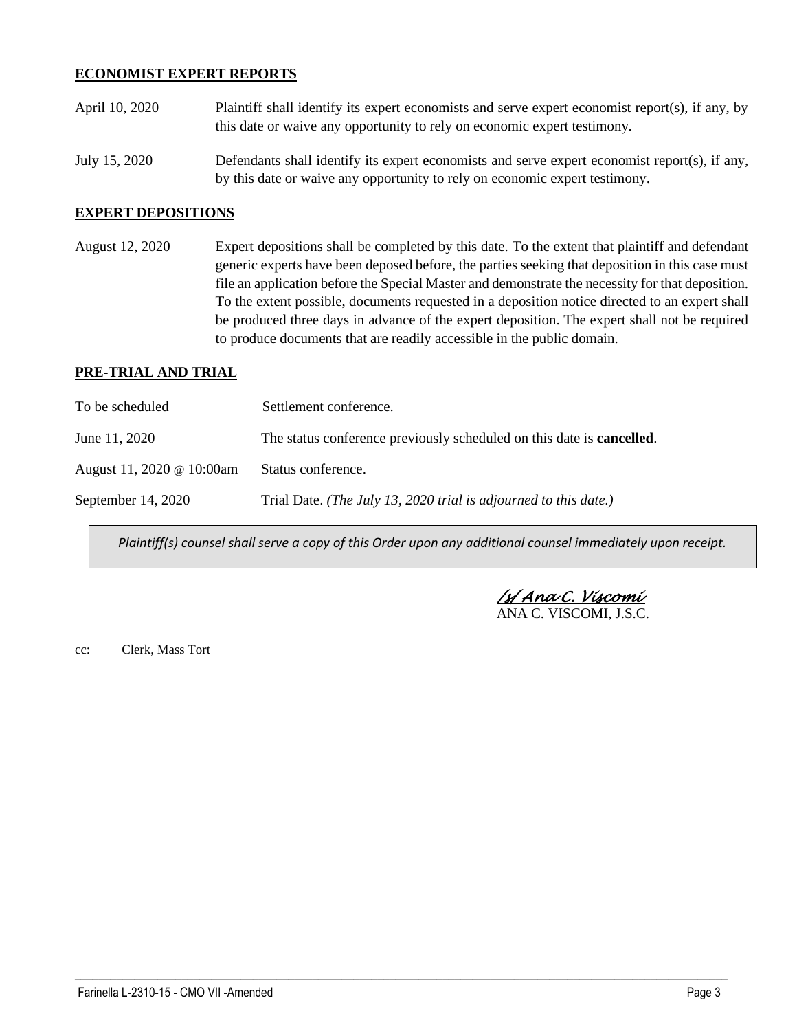**ECONOMIST EXPERT REPORTS**

| | |
|---|---|
| April 10, 2020 | Plaintiff shall identify its expert economists and serve expert economist report(s), if any, by this date or waive any opportunity to rely on economic expert testimony. |
| July 15, 2020 | Defendants shall identify its expert economists and serve expert economist report(s), if any, by this date or waive any opportunity to rely on economic expert testimony. |

**EXPERT DEPOSITIONS**

| | |
|---|---|
| August 12, 2020 | Expert depositions shall be completed by this date. To the extent that plaintiff and defendant generic experts have been deposed before, the parties seeking that deposition in this case must file an application before the Special Master and demonstrate the necessity for that deposition. To the extent possible, documents requested in a deposition notice directed to an expert shall be produced three days in advance of the expert deposition. The expert shall not be required to produce documents that are readily accessible in the public domain. |

**PRE-TRIAL AND TRIAL**

| | |
|---|---|
| To be scheduled | Settlement conference. |
| June 11, 2020 | The status conference previously scheduled on this date is **cancelled**. |
| August 11, 2020 @ 10:00am | Status conference. |
| September 14, 2020 | Trial Date. *(The July 13, 2020 trial is adjourned to this date.)* |

*Plaintiff(s) counsel shall serve a copy of this Order upon any additional counsel immediately upon receipt.*

/s/ Ana C. Viscomi
ANA C. VISCOMI, J.S.C.

cc: Clerk, Mass Tort

Farinella L-2310-15 - CMO VII -Amended